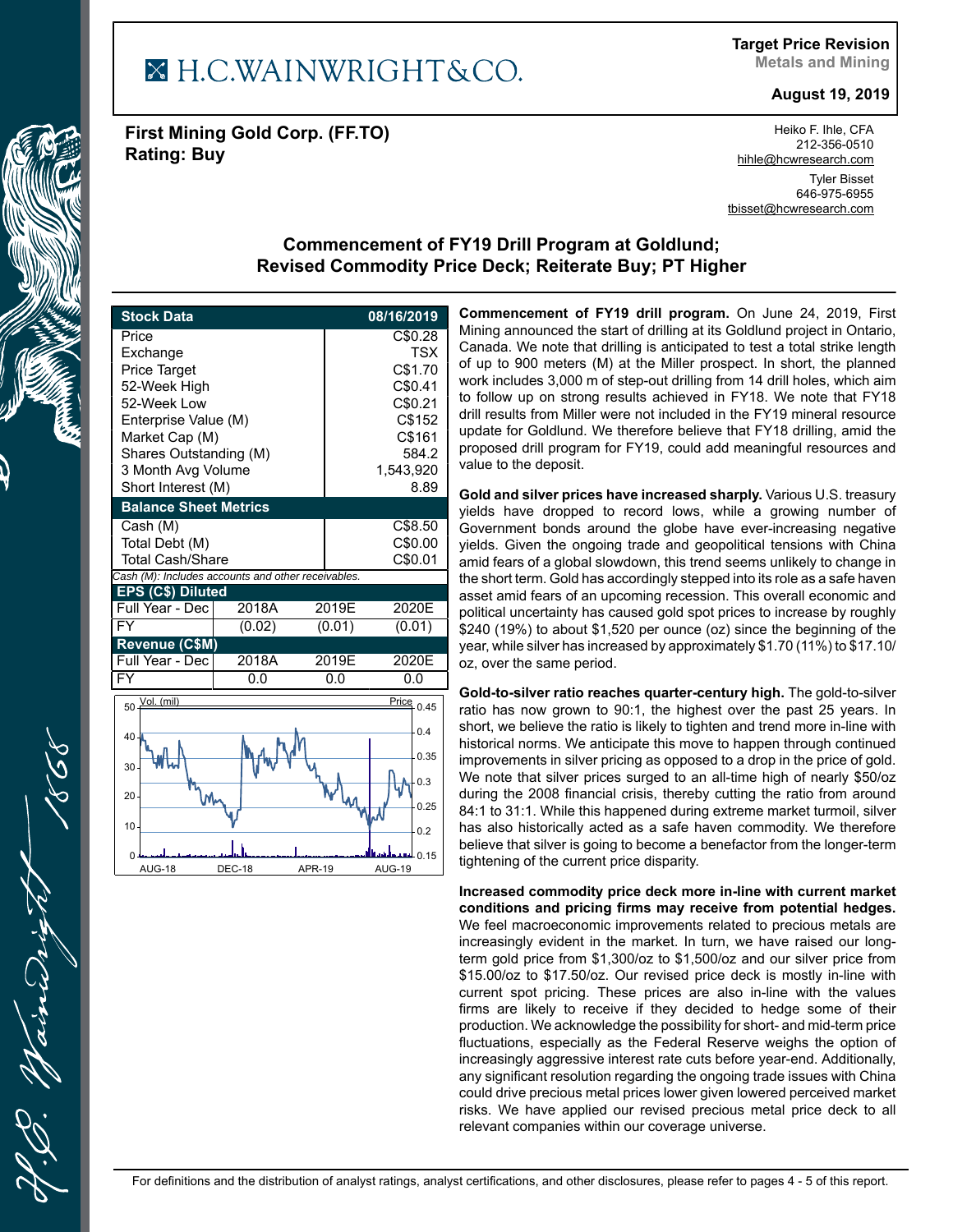H.C.WAINWRIGHT&CO.

**Target Price Revision**
**Metals and Mining**

**August 19, 2019**

**First Mining Gold Corp. (FF.TO)**
**Rating: Buy**

Heiko F. Ihle, CFA
212-356-0510
hihle@hcwresearch.com

Tyler Bisset
646-975-6955
tbisset@hcwresearch.com

## Commencement of FY19 Drill Program at Goldlund; Revised Commodity Price Deck; Reiterate Buy; PT Higher

| Stock Data | 08/16/2019 |
|---|---|
| Price | C$0.28 |
| Exchange | TSX |
| Price Target | C$1.70 |
| 52-Week High | C$0.41 |
| 52-Week Low | C$0.21 |
| Enterprise Value (M) | C$152 |
| Market Cap (M) | C$161 |
| Shares Outstanding (M) | 584.2 |
| 3 Month Avg Volume | 1,543,920 |
| Short Interest (M) | 8.89 |

| Balance Sheet Metrics | |
|---|---|
| Cash (M) | C$8.50 |
| Total Debt (M) | C$0.00 |
| Total Cash/Share | C$0.01 |

*Cash (M): Includes accounts and other receivables.*

| EPS (C$) Diluted | | | |
|---|---|---|---|
| Full Year - Dec | 2018A | 2019E | 2020E |
| FY | (0.02) | (0.01) | (0.01) |

| Revenue (C$M) | | | |
|---|---|---|---|
| Full Year - Dec | 2018A | 2019E | 2020E |
| FY | 0.0 | 0.0 | 0.0 |

**Commencement of FY19 drill program.** On June 24, 2019, First Mining announced the start of drilling at its Goldlund project in Ontario, Canada. We note that drilling is anticipated to test a total strike length of up to 900 meters (M) at the Miller prospect. In short, the planned work includes 3,000 m of step-out drilling from 14 drill holes, which aim to follow up on strong results achieved in FY18. We note that FY18 drill results from Miller were not included in the FY19 mineral resource update for Goldlund. We therefore believe that FY18 drilling, amid the proposed drill program for FY19, could add meaningful resources and value to the deposit.

**Gold and silver prices have increased sharply.** Various U.S. treasury yields have dropped to record lows, while a growing number of Government bonds around the globe have ever-increasing negative yields. Given the ongoing trade and geopolitical tensions with China amid fears of a global slowdown, this trend seems unlikely to change in the short term. Gold has accordingly stepped into its role as a safe haven asset amid fears of an upcoming recession. This overall economic and political uncertainty has caused gold spot prices to increase by roughly $240 (19%) to about $1,520 per ounce (oz) since the beginning of the year, while silver has increased by approximately $1.70 (11%) to $17.10/oz, over the same period.

**Gold-to-silver ratio reaches quarter-century high.** The gold-to-silver ratio has now grown to 90:1, the highest over the past 25 years. In short, we believe the ratio is likely to tighten and trend more in-line with historical norms. We anticipate this move to happen through continued improvements in silver pricing as opposed to a drop in the price of gold. We note that silver prices surged to an all-time high of nearly $50/oz during the 2008 financial crisis, thereby cutting the ratio from around 84:1 to 31:1. While this happened during extreme market turmoil, silver has also historically acted as a safe haven commodity. We therefore believe that silver is going to become a benefactor from the longer-term tightening of the current price disparity.

**Increased commodity price deck more in-line with current market conditions and pricing firms may receive from potential hedges.** We feel macroeconomic improvements related to precious metals are increasingly evident in the market. In turn, we have raised our long-term gold price from $1,300/oz to $1,500/oz and our silver price from $15.00/oz to $17.50/oz. Our revised price deck is mostly in-line with current spot pricing. These prices are also in-line with the values firms are likely to receive if they decided to hedge some of their production. We acknowledge the possibility for short- and mid-term price fluctuations, especially as the Federal Reserve weighs the option of increasingly aggressive interest rate cuts before year-end. Additionally, any significant resolution regarding the ongoing trade issues with China could drive precious metal prices lower given lowered perceived market risks. We have applied our revised precious metal price deck to all relevant companies within our coverage universe.

For definitions and the distribution of analyst ratings, analyst certifications, and other disclosures, please refer to pages 4 - 5 of this report.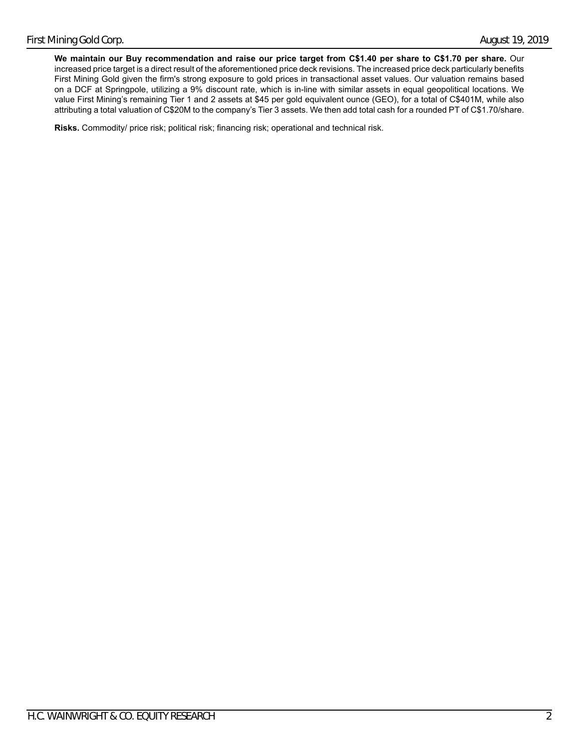**We maintain our Buy recommendation and raise our price target from C$1.40 per share to C$1.70 per share.** Our increased price target is a direct result of the aforementioned price deck revisions. The increased price deck particularly benefits First Mining Gold given the firm's strong exposure to gold prices in transactional asset values. Our valuation remains based on a DCF at Springpole, utilizing a 9% discount rate, which is in-line with similar assets in equal geopolitical locations. We value First Mining's remaining Tier 1 and 2 assets at $45 per gold equivalent ounce (GEO), for a total of C$401M, while also attributing a total valuation of C$20M to the company's Tier 3 assets. We then add total cash for a rounded PT of C$1.70/share.

**Risks.** Commodity/ price risk; political risk; financing risk; operational and technical risk.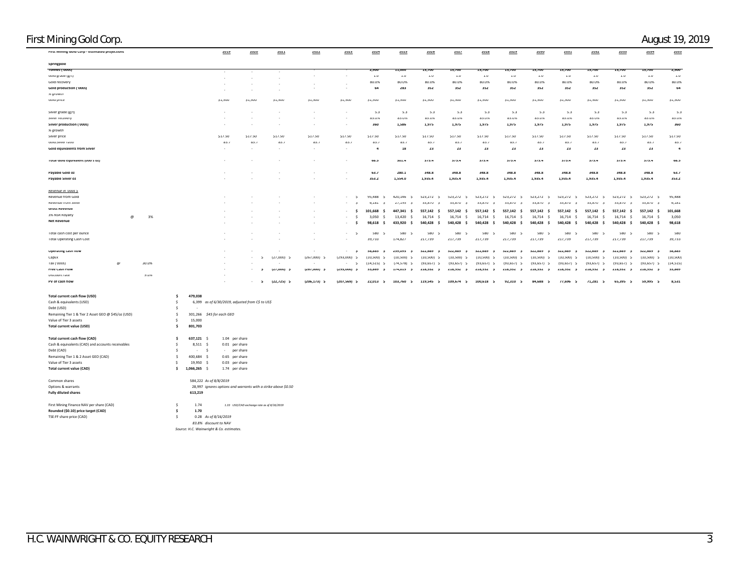First Mining Gold Corp - estimated projections

| | 2019 | 2020 | 2021 | 2022 | 2023 | 2024 | 2025 | 2026 | 2027 | 2028 | 2029 | 2030 | 2031 | 2032 | 2033 | 2034 | 2035 |
|---|---|---|---|---|---|---|---|---|---|---|---|---|---|---|---|---|---|
| **Springpole** | | | | | | | | | | | | | | | | | |
| **Tonnes ('000s)** | - | - | - | - | - | 2,500 | 11,000 | 13,700 | 13,700 | 13,700 | 13,700 | 13,700 | 13,700 | 13,700 | 13,700 | 13,700 | 2,500 |
| Gold grade (g/t) | - | - | - | - | - | 1.0 | 1.0 | 1.0 | 1.0 | 1.0 | 1.0 | 1.0 | 1.0 | 1.0 | 1.0 | 1.0 | 1.0 |
| Gold recovery | - | - | - | - | - | 80.0% | 80.0% | 80.0% | 80.0% | 80.0% | 80.0% | 80.0% | 80.0% | 80.0% | 80.0% | 80.0% | 80.0% |
| **Gold production ('000s)** | - | - | - | - | - | 64 | 283 | 352 | 352 | 352 | 352 | 352 | 352 | 352 | 352 | 352 | 64 |
| *% growth* | | | | | | | | | | | | | | | | | |
| Gold price | $1,500 | $1,500 | $1,500 | $1,500 | $1,500 | $1,500 | $1,500 | $1,500 | $1,500 | $1,500 | $1,500 | $1,500 | $1,500 | $1,500 | $1,500 | $1,500 | $1,500 |
| Silver grade (g/t) | - | - | - | - | - | 5.3 | 5.3 | 5.3 | 5.3 | 5.3 | 5.3 | 5.3 | 5.3 | 5.3 | 5.3 | 5.3 | 5.3 |
| Silver recovery | - | - | - | - | - | 85.0% | 85.0% | 85.0% | 85.0% | 85.0% | 85.0% | 85.0% | 85.0% | 85.0% | 85.0% | 85.0% | 85.0% |
| **Silver production ('000s)** | - | - | - | - | - | 360 | 1,586 | 1,975 | 1,975 | 1,975 | 1,975 | 1,975 | 1,975 | 1,975 | 1,975 | 1,975 | 360 |
| *% growth* | | | | | | | | | | | | | | | | | |
| Silver price | $17.50 | $17.50 | $17.50 | $17.50 | $17.50 | $17.50 | $17.50 | $17.50 | $17.50 | $17.50 | $17.50 | $17.50 | $17.50 | $17.50 | $17.50 | $17.50 | $17.50 |
| Gold:Silver ratio | 85.7 | 85.7 | 85.7 | 85.7 | 85.7 | 85.7 | 85.7 | 85.7 | 85.7 | 85.7 | 85.7 | 85.7 | 85.7 | 85.7 | 85.7 | 85.7 | 85.7 |
| **Gold equivalents from Silver** | - | - | - | - | - | 4 | 18 | 23 | 23 | 23 | 23 | 23 | 23 | 23 | 23 | 23 | 4 |
| **Total Gold Equivalent (000's oz)** | - | - | - | - | - | 68.5 | 301.4 | 375.4 | 375.4 | 375.4 | 375.4 | 375.4 | 375.4 | 375.4 | 375.4 | 375.4 | 68.5 |
| **Payable Gold oz** | - | - | - | - | - | 63.7 | 280.1 | 348.8 | 348.8 | 348.8 | 348.8 | 348.8 | 348.8 | 348.8 | 348.8 | 348.8 | 63.7 |
| **Payable Silver oz** | - | - | - | - | - | 353.2 | 1,554.0 | 1,935.4 | 1,935.4 | 1,935.4 | 1,935.4 | 1,935.4 | 1,935.4 | 1,935.4 | 1,935.4 | 1,935.4 | 353.2 |
| *Revenue in '000s $* | | | | | | | | | | | | | | | | | |
| Revenue from Gold | - | - | - | - | - | $ 95,488 | $ 420,146 | $ 523,272 | $ 523,272 | $ 523,272 | $ 523,272 | $ 523,272 | $ 523,272 | $ 523,272 | $ 523,272 | $ 523,272 | $ 95,488 |
| Revenue from Silver | - | - | - | - | - | $ 6,181 | $ 27,195 | $ 33,870 | $ 33,870 | $ 33,870 | $ 33,870 | $ 33,870 | $ 33,870 | $ 33,870 | $ 33,870 | $ 33,870 | $ 6,181 |
| **Gross Revenue** | - | - | - | - | - | $ 101,668 | $ 447,341 | $ 557,142 | $ 557,142 | $ 557,142 | $ 557,142 | $ 557,142 | $ 557,142 | $ 557,142 | $ 557,142 | $ 557,142 | $ 101,668 |
| 3% NSR Royalty @ 3% | - | - | - | - | - | $ 3,050 | $ 13,420 | $ 16,714 | $ 16,714 | $ 16,714 | $ 16,714 | $ 16,714 | $ 16,714 | $ 16,714 | $ 16,714 | $ 16,714 | $ 3,050 |
| **Net Revenue** | - | - | - | - | - | $ 98,618 | $ 433,920 | $ 540,428 | $ 540,428 | $ 540,428 | $ 540,428 | $ 540,428 | $ 540,428 | $ 540,428 | $ 540,428 | $ 540,428 | $ 98,618 |
| Total cash cost per ounce | - | - | - | - | - | $ 580 | $ 580 | $ 580 | $ 580 | $ 580 | $ 580 | $ 580 | $ 580 | $ 580 | $ 580 | $ 580 | 580 |
| Total Operating Cash Cost | - | - | - | - | - | 39,733 | 174,827 | 217,739 | 217,739 | 217,739 | 217,739 | 217,739 | 217,739 | 217,739 | 217,739 | 217,739 | 39,733 |
| **Operating cash flow** | - | - | - | - | - | $ 58,885 | $ 259,093 | $ 322,689 | $ 322,689 | $ 322,689 | $ 322,689 | $ 322,689 | $ 322,689 | $ 322,689 | $ 322,689 | $ 322,689 | 58,885 |
| Capex | - | - | $ (27,000) | $ (267,000) | $ (293,000) | $ (10,500) | $ (10,500) | $ (10,500) | $ (10,500) | $ (10,500) | $ (10,500) | $ (10,500) | $ (10,500) | $ (10,500) | $ (10,500) | $ (10,500) | (10,500) |
| Tax ('000s) @ 30.0% | - | - | - | - | - | $ (14,515) | $ (74,578) | $ (93,657) | $ (93,657) | $ (93,657) | $ (93,657) | $ (93,657) | $ (93,657) | $ (93,657) | $ (93,657) | $ (93,657) | (14,515) |
| **Free Cash Flow** | - | - | $ (27,000) | $ (267,000) | $ (293,000) | $ 33,869 | $ 174,015 | $ 218,532 | $ 218,532 | $ 218,532 | $ 218,532 | $ 218,532 | $ 218,532 | $ 218,532 | $ 218,532 | $ 218,532 | 33,869 |
| Discount rate 5.0% | - | | | | | | | | | | | | | | | | |
| **PV of cash flow** | - | - | $ (22,725) | $ (206,173) | $ (207,569) | $ 22,013 | $ 103,760 | $ 119,545 | $ 109,674 | $ 100,618 | $ 92,310 | $ 84,688 | $ 77,696 | $ 71,281 | $ 65,395 | $ 59,995 | 8,531 |

| | | |
|---|---|---|
| **Total current cash flow (USD)** | $ 479,038 | |
| Cash & equivalents (USD) | $ 6,399 | *as of 6/30/2019, adjusted from C$ to US$* |
| Debt (USD) | $ - | |
| Remaining Tier 1 & Tier 2 Asset GEO @ $45/oz (USD) | $ 301,266 | *$45 for each GEO* |
| Value of Tier 3 assets | $ 15,000 | |
| **Total current value (USD)** | $ 801,703 | |

| | | |
|---|---|---|
| **Total current cash flow (CAD)** | $ 637,121 | $ 1.04 per share |
| Cash & equivalents (CAD) and accounts receivables | $ 8,511 | $ 0.01 per share |
| Debt (CAD) | $ - | $ - per share |
| Remaining Tier 1 & 2 Asset GEO (CAD) | $ 400,684 | $ 0.65 per share |
| Value of Tier 3 assets | $ 19,950 | $ 0.03 per share |
| **Total current value (CAD)** | $ 1,066,265 | $ 1.74 per share |

| | | |
|---|---|---|
| Common shares | 584,222 | *As of 8/8/2019* |
| Options & warrants | 28,997 | *ignores options and warrants with a strike above $0.50* |
| **Fully diluted shares** | 613,219 | |

| | | |
|---|---|---|
| First Mining Finance NAV per share (CAD) | $ 1.74 | *1.33 USD/CAD exchange rate as of 8/16/2019* |
| **Rounded ($0.10) price target (CAD)** | $ 1.70 | |
| TSE:FF share price (CAD) | $ 0.28 | *As of 8/16/2019* |
| | | *83.8% discount to NAV* |

*Source: H.C. Wainwright & Co. estimates.*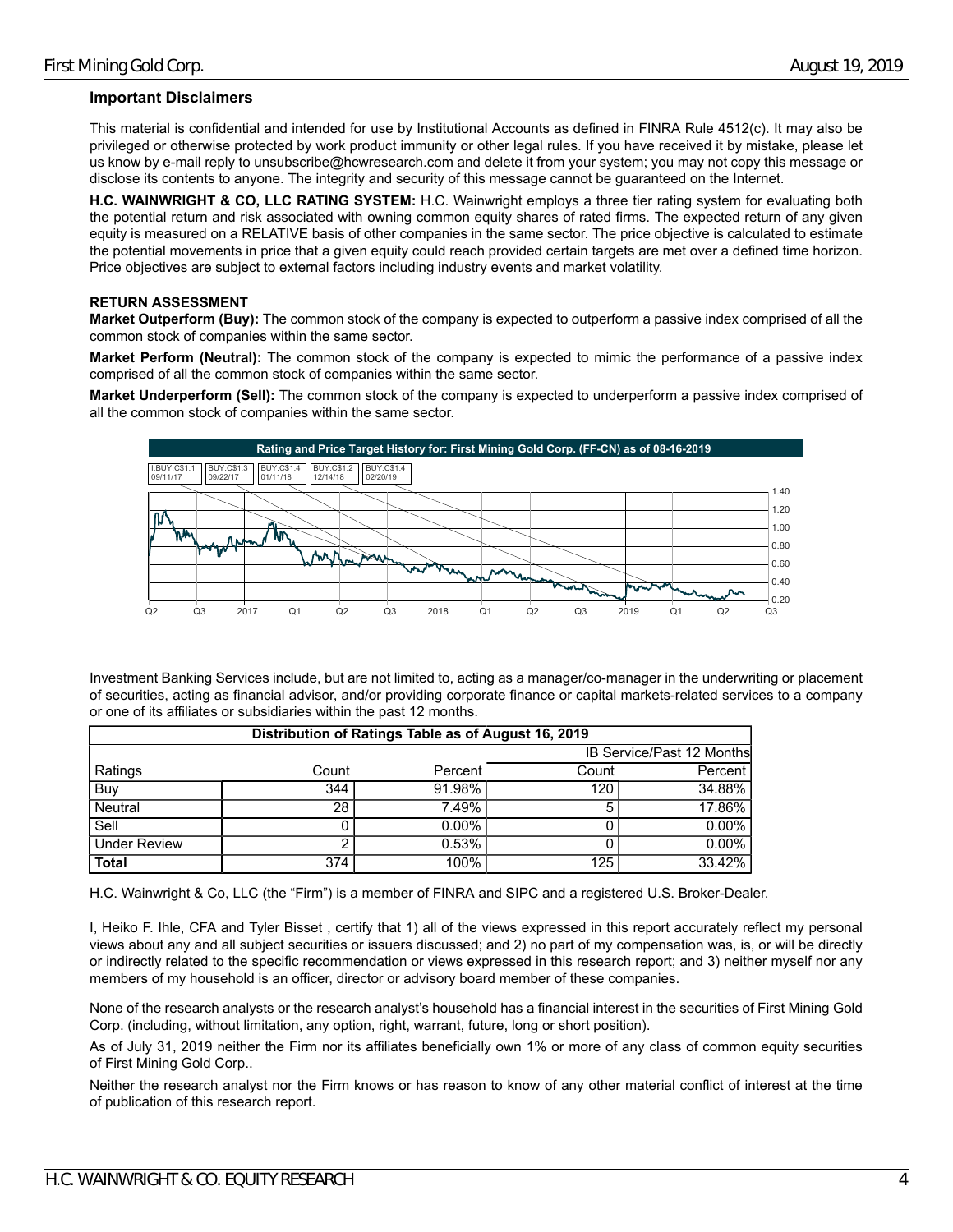### Important Disclaimers

This material is confidential and intended for use by Institutional Accounts as defined in FINRA Rule 4512(c). It may also be privileged or otherwise protected by work product immunity or other legal rules. If you have received it by mistake, please let us know by e-mail reply to unsubscribe@hcwresearch.com and delete it from your system; you may not copy this message or disclose its contents to anyone. The integrity and security of this message cannot be guaranteed on the Internet.

**H.C. WAINWRIGHT & CO, LLC RATING SYSTEM:** H.C. Wainwright employs a three tier rating system for evaluating both the potential return and risk associated with owning common equity shares of rated firms. The expected return of any given equity is measured on a RELATIVE basis of other companies in the same sector. The price objective is calculated to estimate the potential movements in price that a given equity could reach provided certain targets are met over a defined time horizon. Price objectives are subject to external factors including industry events and market volatility.

**RETURN ASSESSMENT**

**Market Outperform (Buy):** The common stock of the company is expected to outperform a passive index comprised of all the common stock of companies within the same sector.

**Market Perform (Neutral):** The common stock of the company is expected to mimic the performance of a passive index comprised of all the common stock of companies within the same sector.

**Market Underperform (Sell):** The common stock of the company is expected to underperform a passive index comprised of all the common stock of companies within the same sector.

**Rating and Price Target History for: First Mining Gold Corp. (FF-CN) as of 08-16-2019**

| Rating | Date |
|---|---|
| I:BUY:C$1.1 | 09/11/17 |
| BUY:C$1.3 | 09/22/17 |
| BUY:C$1.4 | 01/11/18 |
| BUY:C$1.2 | 12/14/18 |
| BUY:C$1.4 | 02/20/19 |

Investment Banking Services include, but are not limited to, acting as a manager/co-manager in the underwriting or placement of securities, acting as financial advisor, and/or providing corporate finance or capital markets-related services to a company or one of its affiliates or subsidiaries within the past 12 months.

| Distribution of Ratings Table as of August 16, 2019 | | | | |
|---|---|---|---|---|
| | | | IB Service/Past 12 Months | |
| Ratings | Count | Percent | Count | Percent |
| Buy | 344 | 91.98% | 120 | 34.88% |
| Neutral | 28 | 7.49% | 5 | 17.86% |
| Sell | 0 | 0.00% | 0 | 0.00% |
| Under Review | 2 | 0.53% | 0 | 0.00% |
| **Total** | 374 | 100% | 125 | 33.42% |

H.C. Wainwright & Co, LLC (the "Firm") is a member of FINRA and SIPC and a registered U.S. Broker-Dealer.

I, Heiko F. Ihle, CFA and Tyler Bisset , certify that 1) all of the views expressed in this report accurately reflect my personal views about any and all subject securities or issuers discussed; and 2) no part of my compensation was, is, or will be directly or indirectly related to the specific recommendation or views expressed in this research report; and 3) neither myself nor any members of my household is an officer, director or advisory board member of these companies.

None of the research analysts or the research analyst's household has a financial interest in the securities of First Mining Gold Corp. (including, without limitation, any option, right, warrant, future, long or short position).

As of July 31, 2019 neither the Firm nor its affiliates beneficially own 1% or more of any class of common equity securities of First Mining Gold Corp..

Neither the research analyst nor the Firm knows or has reason to know of any other material conflict of interest at the time of publication of this research report.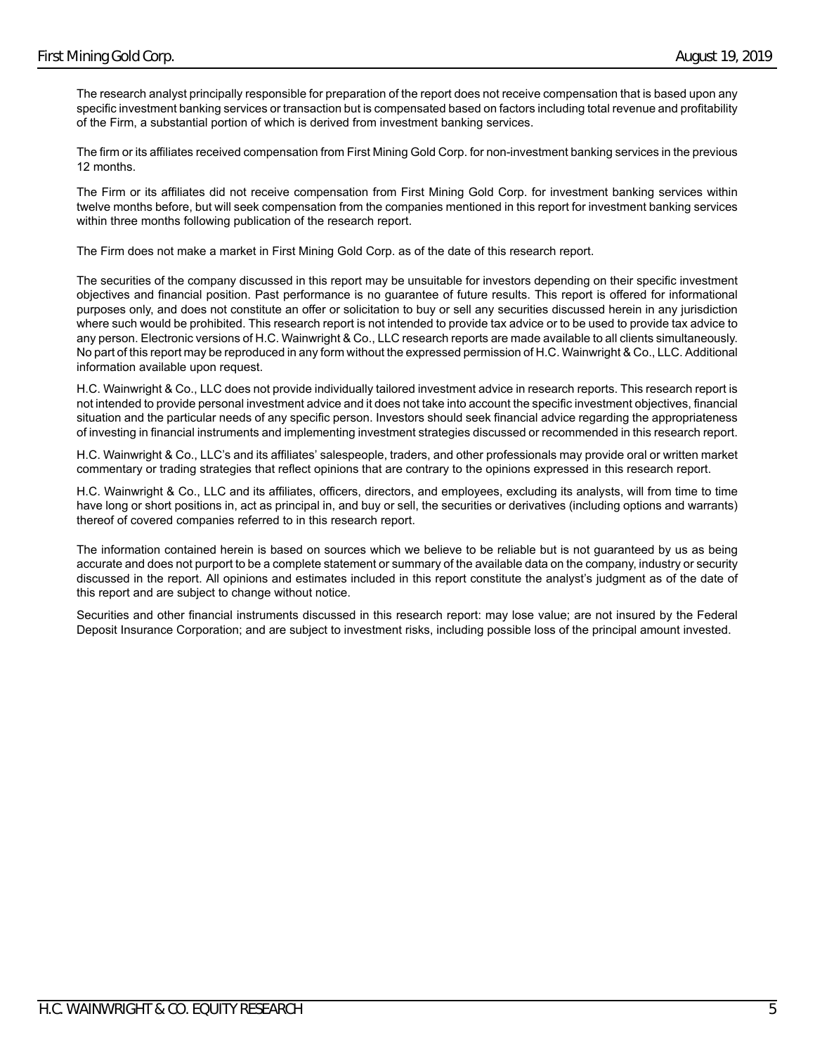The research analyst principally responsible for preparation of the report does not receive compensation that is based upon any specific investment banking services or transaction but is compensated based on factors including total revenue and profitability of the Firm, a substantial portion of which is derived from investment banking services.

The firm or its affiliates received compensation from First Mining Gold Corp. for non-investment banking services in the previous 12 months.

The Firm or its affiliates did not receive compensation from First Mining Gold Corp. for investment banking services within twelve months before, but will seek compensation from the companies mentioned in this report for investment banking services within three months following publication of the research report.

The Firm does not make a market in First Mining Gold Corp. as of the date of this research report.

The securities of the company discussed in this report may be unsuitable for investors depending on their specific investment objectives and financial position. Past performance is no guarantee of future results. This report is offered for informational purposes only, and does not constitute an offer or solicitation to buy or sell any securities discussed herein in any jurisdiction where such would be prohibited. This research report is not intended to provide tax advice or to be used to provide tax advice to any person. Electronic versions of H.C. Wainwright & Co., LLC research reports are made available to all clients simultaneously. No part of this report may be reproduced in any form without the expressed permission of H.C. Wainwright & Co., LLC. Additional information available upon request.

H.C. Wainwright & Co., LLC does not provide individually tailored investment advice in research reports. This research report is not intended to provide personal investment advice and it does not take into account the specific investment objectives, financial situation and the particular needs of any specific person. Investors should seek financial advice regarding the appropriateness of investing in financial instruments and implementing investment strategies discussed or recommended in this research report.

H.C. Wainwright & Co., LLC's and its affiliates' salespeople, traders, and other professionals may provide oral or written market commentary or trading strategies that reflect opinions that are contrary to the opinions expressed in this research report.

H.C. Wainwright & Co., LLC and its affiliates, officers, directors, and employees, excluding its analysts, will from time to time have long or short positions in, act as principal in, and buy or sell, the securities or derivatives (including options and warrants) thereof of covered companies referred to in this research report.

The information contained herein is based on sources which we believe to be reliable but is not guaranteed by us as being accurate and does not purport to be a complete statement or summary of the available data on the company, industry or security discussed in the report. All opinions and estimates included in this report constitute the analyst's judgment as of the date of this report and are subject to change without notice.

Securities and other financial instruments discussed in this research report: may lose value; are not insured by the Federal Deposit Insurance Corporation; and are subject to investment risks, including possible loss of the principal amount invested.